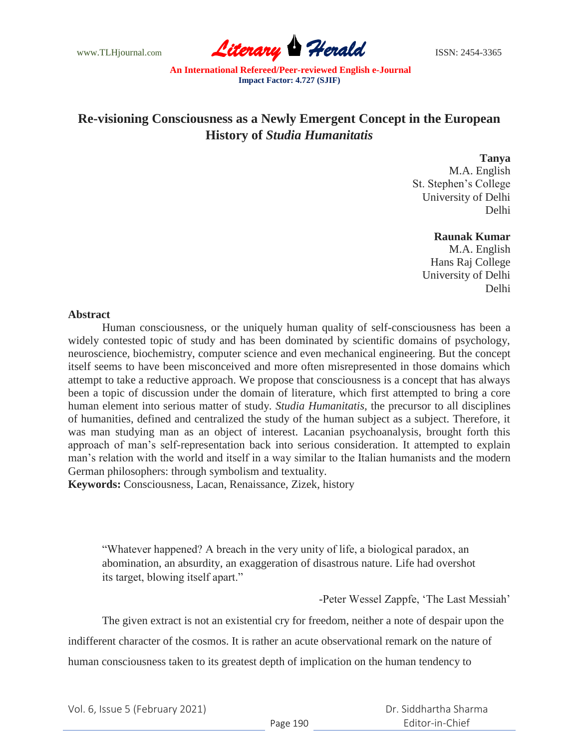# Re-visioning Consciousness as a Newly Emergent Concept in the European History of *Studia Humanitatis*

**Tanya**
M.A. English
St. Stephen's College
University of Delhi
Delhi

**Raunak Kumar**
M.A. English
Hans Raj College
University of Delhi
Delhi

**Abstract**

Human consciousness, or the uniquely human quality of self-consciousness has been a widely contested topic of study and has been dominated by scientific domains of psychology, neuroscience, biochemistry, computer science and even mechanical engineering. But the concept itself seems to have been misconceived and more often misrepresented in those domains which attempt to take a reductive approach. We propose that consciousness is a concept that has always been a topic of discussion under the domain of literature, which first attempted to bring a core human element into serious matter of study. *Studia Humanitatis,* the precursor to all disciplines of humanities, defined and centralized the study of the human subject as a subject. Therefore, it was man studying man as an object of interest. Lacanian psychoanalysis, brought forth this approach of man's self-representation back into serious consideration. It attempted to explain man's relation with the world and itself in a way similar to the Italian humanists and the modern German philosophers: through symbolism and textuality.

**Keywords:** Consciousness, Lacan, Renaissance, Zizek, history

> "Whatever happened? A breach in the very unity of life, a biological paradox, an abomination, an absurdity, an exaggeration of disastrous nature. Life had overshot its target, blowing itself apart."
>
> -Peter Wessel Zappfe, 'The Last Messiah'

The given extract is not an existential cry for freedom, neither a note of despair upon the indifferent character of the cosmos. It is rather an acute observational remark on the nature of human consciousness taken to its greatest depth of implication on the human tendency to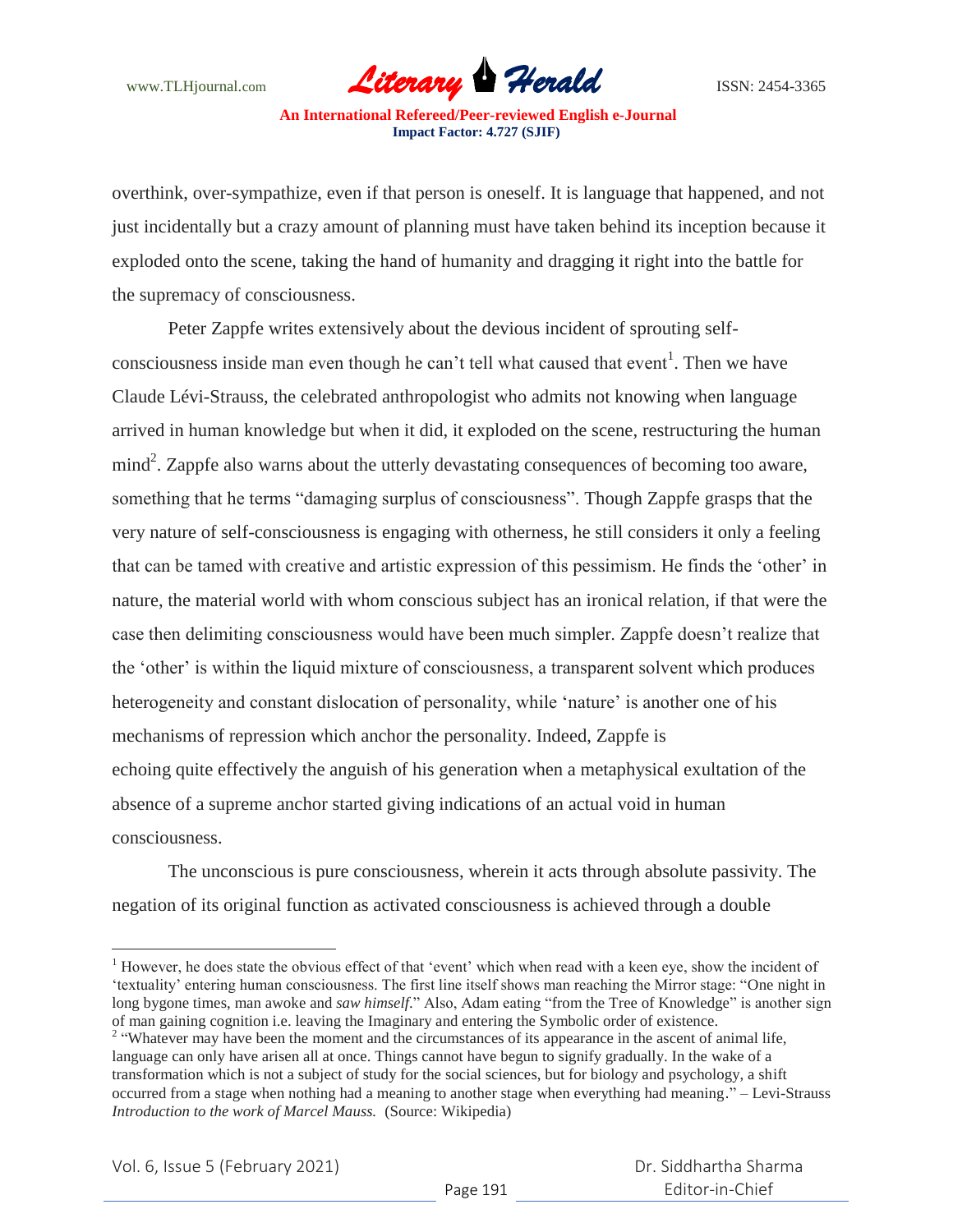overthink, over-sympathize, even if that person is oneself. It is language that happened, and not just incidentally but a crazy amount of planning must have taken behind its inception because it exploded onto the scene, taking the hand of humanity and dragging it right into the battle for the supremacy of consciousness.

Peter Zappfe writes extensively about the devious incident of sprouting self-consciousness inside man even though he can't tell what caused that event[1]. Then we have Claude Lévi-Strauss, the celebrated anthropologist who admits not knowing when language arrived in human knowledge but when it did, it exploded on the scene, restructuring the human mind[2]. Zappfe also warns about the utterly devastating consequences of becoming too aware, something that he terms "damaging surplus of consciousness". Though Zappfe grasps that the very nature of self-consciousness is engaging with otherness, he still considers it only a feeling that can be tamed with creative and artistic expression of this pessimism. He finds the 'other' in nature, the material world with whom conscious subject has an ironical relation, if that were the case then delimiting consciousness would have been much simpler. Zappfe doesn't realize that the 'other' is within the liquid mixture of consciousness, a transparent solvent which produces heterogeneity and constant dislocation of personality, while 'nature' is another one of his mechanisms of repression which anchor the personality. Indeed, Zappfe is echoing quite effectively the anguish of his generation when a metaphysical exultation of the absence of a supreme anchor started giving indications of an actual void in human consciousness.

The unconscious is pure consciousness, wherein it acts through absolute passivity. The negation of its original function as activated consciousness is achieved through a double

---

[1] However, he does state the obvious effect of that 'event' which when read with a keen eye, show the incident of 'textuality' entering human consciousness. The first line itself shows man reaching the Mirror stage: "One night in long bygone times, man awoke and *saw himself*." Also, Adam eating "from the Tree of Knowledge" is another sign of man gaining cognition i.e. leaving the Imaginary and entering the Symbolic order of existence.

[2] "Whatever may have been the moment and the circumstances of its appearance in the ascent of animal life, language can only have arisen all at once. Things cannot have begun to signify gradually. In the wake of a transformation which is not a subject of study for the social sciences, but for biology and psychology, a shift occurred from a stage when nothing had a meaning to another stage when everything had meaning." – Levi-Strauss *Introduction to the work of Marcel Mauss.* (Source: Wikipedia)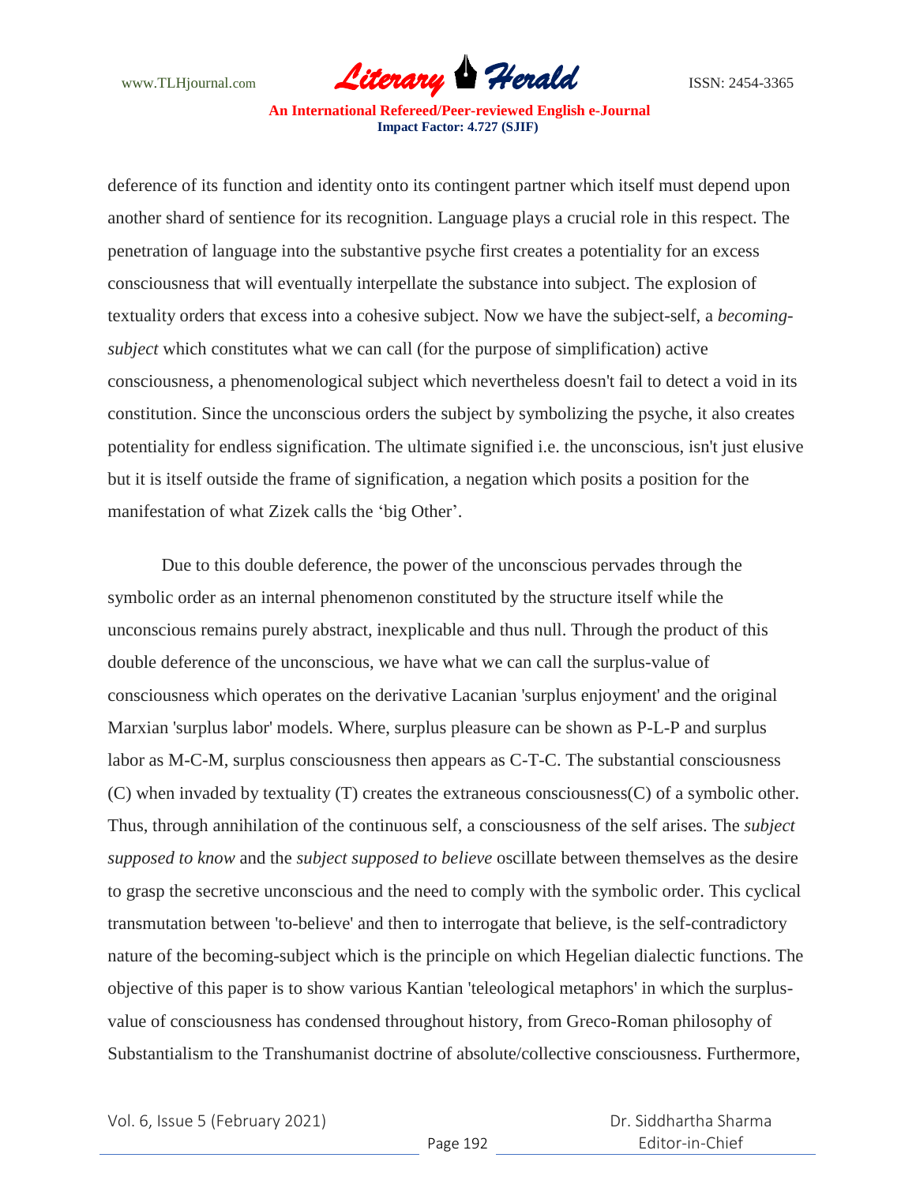deference of its function and identity onto its contingent partner which itself must depend upon another shard of sentience for its recognition. Language plays a crucial role in this respect. The penetration of language into the substantive psyche first creates a potentiality for an excess consciousness that will eventually interpellate the substance into subject. The explosion of textuality orders that excess into a cohesive subject. Now we have the subject-self, a *becoming-subject* which constitutes what we can call (for the purpose of simplification) active consciousness, a phenomenological subject which nevertheless doesn't fail to detect a void in its constitution. Since the unconscious orders the subject by symbolizing the psyche, it also creates potentiality for endless signification. The ultimate signified i.e. the unconscious, isn't just elusive but it is itself outside the frame of signification, a negation which posits a position for the manifestation of what Zizek calls the 'big Other'.

Due to this double deference, the power of the unconscious pervades through the symbolic order as an internal phenomenon constituted by the structure itself while the unconscious remains purely abstract, inexplicable and thus null. Through the product of this double deference of the unconscious, we have what we can call the surplus-value of consciousness which operates on the derivative Lacanian 'surplus enjoyment' and the original Marxian 'surplus labor' models. Where, surplus pleasure can be shown as P-L-P and surplus labor as M-C-M, surplus consciousness then appears as C-T-C. The substantial consciousness (C) when invaded by textuality (T) creates the extraneous consciousness(C) of a symbolic other. Thus, through annihilation of the continuous self, a consciousness of the self arises. The *subject supposed to know* and the *subject supposed to believe* oscillate between themselves as the desire to grasp the secretive unconscious and the need to comply with the symbolic order. This cyclical transmutation between 'to-believe' and then to interrogate that believe, is the self-contradictory nature of the becoming-subject which is the principle on which Hegelian dialectic functions. The objective of this paper is to show various Kantian 'teleological metaphors' in which the surplus-value of consciousness has condensed throughout history, from Greco-Roman philosophy of Substantialism to the Transhumanist doctrine of absolute/collective consciousness. Furthermore,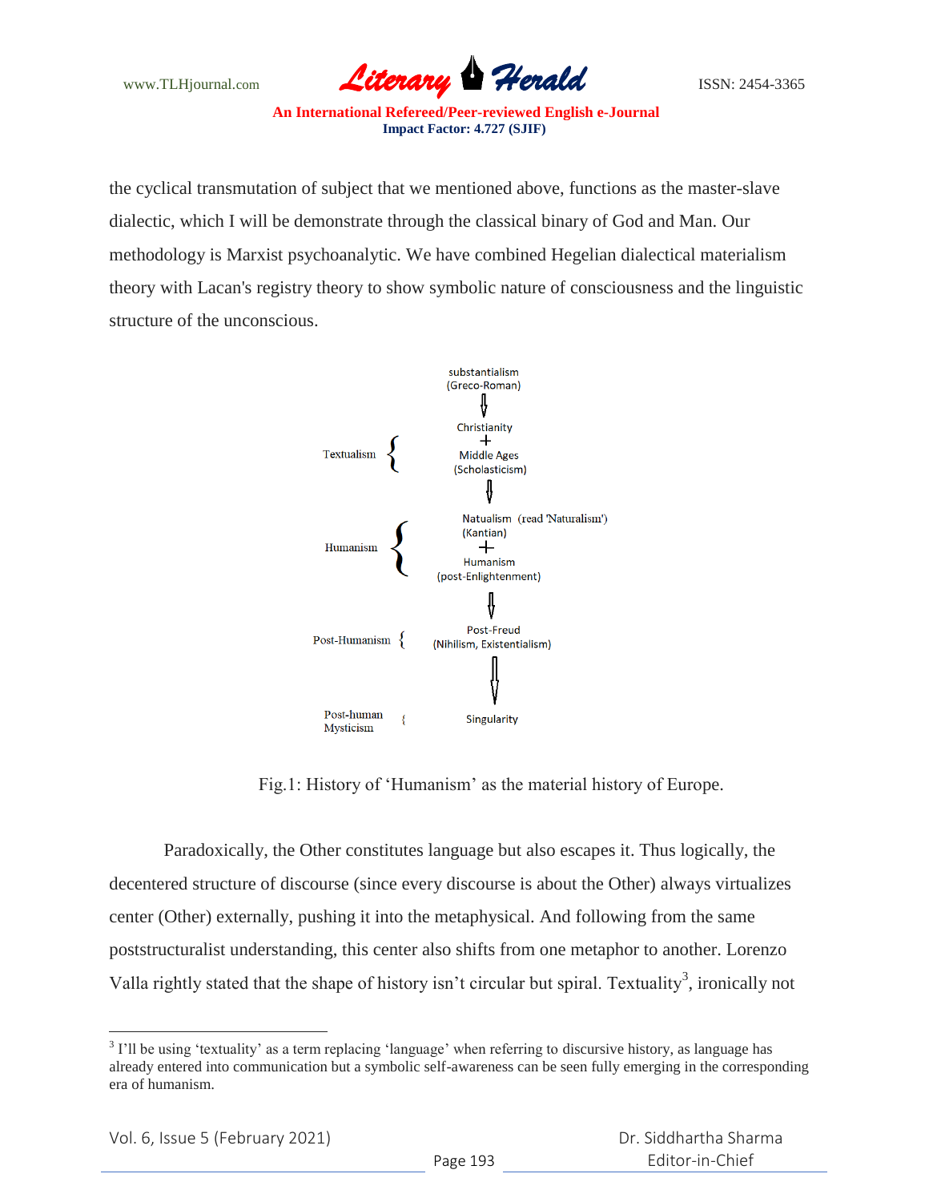the cyclical transmutation of subject that we mentioned above, functions as the master-slave dialectic, which I will be demonstrate through the classical binary of God and Man. Our methodology is Marxist psychoanalytic. We have combined Hegelian dialectical materialism theory with Lacan's registry theory to show symbolic nature of consciousness and the linguistic structure of the unconscious.

```
                 substantialism
                 (Greco-Roman)
                       ⇩
                 Christianity
                       +
Textualism  {    Middle Ages
                 (Scholasticism)
                       ⇩
                 Natualism (read 'Naturalism')
                 (Kantian)
Humanism    {          +
                 Humanism
                 (post-Enlightenment)
                       ⇩
Post-Humanism {  Post-Freud
                 (Nihilism, Existentialism)
                       ⇩
Post-human  {    Singularity
Mysticism
```

Fig.1: History of 'Humanism' as the material history of Europe.

Paradoxically, the Other constitutes language but also escapes it. Thus logically, the decentered structure of discourse (since every discourse is about the Other) always virtualizes center (Other) externally, pushing it into the metaphysical. And following from the same poststructuralist understanding, this center also shifts from one metaphor to another. Lorenzo Valla rightly stated that the shape of history isn't circular but spiral. Textuality[3], ironically not

[3] I'll be using 'textuality' as a term replacing 'language' when referring to discursive history, as language has already entered into communication but a symbolic self-awareness can be seen fully emerging in the corresponding era of humanism.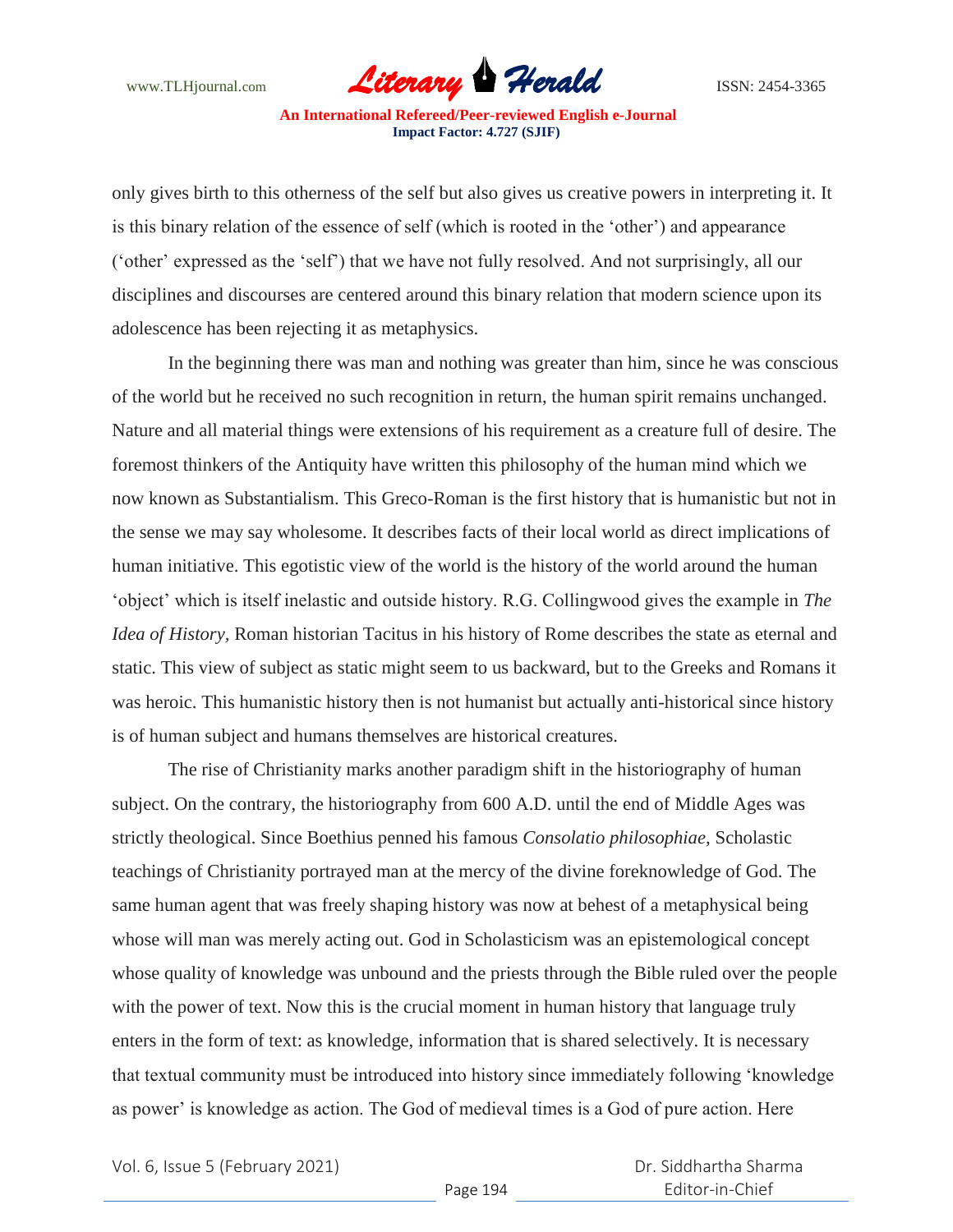only gives birth to this otherness of the self but also gives us creative powers in interpreting it. It is this binary relation of the essence of self (which is rooted in the 'other') and appearance ('other' expressed as the 'self') that we have not fully resolved. And not surprisingly, all our disciplines and discourses are centered around this binary relation that modern science upon its adolescence has been rejecting it as metaphysics.

In the beginning there was man and nothing was greater than him, since he was conscious of the world but he received no such recognition in return, the human spirit remains unchanged. Nature and all material things were extensions of his requirement as a creature full of desire. The foremost thinkers of the Antiquity have written this philosophy of the human mind which we now known as Substantialism. This Greco-Roman is the first history that is humanistic but not in the sense we may say wholesome. It describes facts of their local world as direct implications of human initiative. This egotistic view of the world is the history of the world around the human 'object' which is itself inelastic and outside history. R.G. Collingwood gives the example in *The Idea of History*, Roman historian Tacitus in his history of Rome describes the state as eternal and static. This view of subject as static might seem to us backward, but to the Greeks and Romans it was heroic. This humanistic history then is not humanist but actually anti-historical since history is of human subject and humans themselves are historical creatures.

The rise of Christianity marks another paradigm shift in the historiography of human subject. On the contrary, the historiography from 600 A.D. until the end of Middle Ages was strictly theological. Since Boethius penned his famous *Consolatio philosophiae,* Scholastic teachings of Christianity portrayed man at the mercy of the divine foreknowledge of God. The same human agent that was freely shaping history was now at behest of a metaphysical being whose will man was merely acting out. God in Scholasticism was an epistemological concept whose quality of knowledge was unbound and the priests through the Bible ruled over the people with the power of text. Now this is the crucial moment in human history that language truly enters in the form of text: as knowledge, information that is shared selectively. It is necessary that textual community must be introduced into history since immediately following 'knowledge as power' is knowledge as action. The God of medieval times is a God of pure action. Here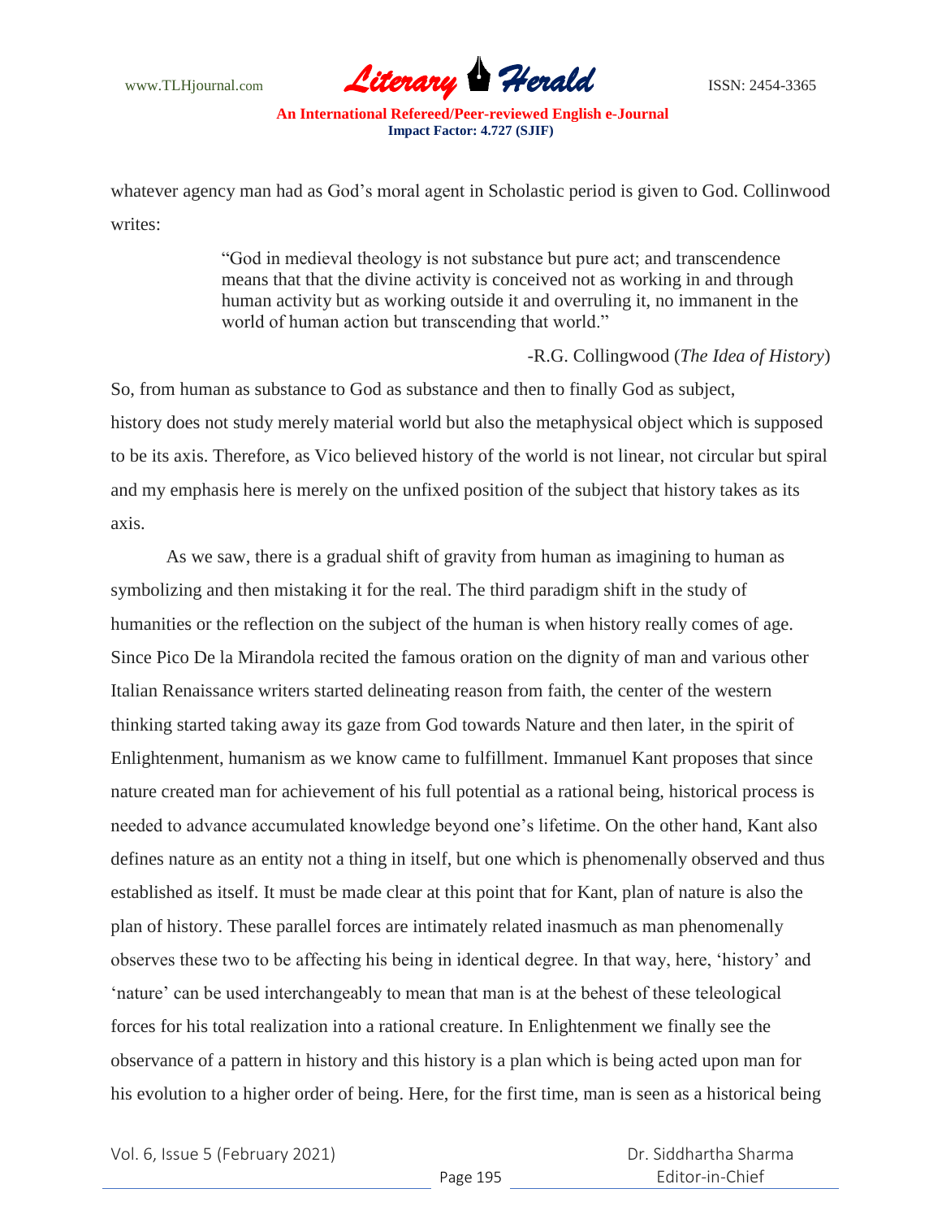whatever agency man had as God's moral agent in Scholastic period is given to God. Collinwood writes:

> "God in medieval theology is not substance but pure act; and transcendence means that that the divine activity is conceived not as working in and through human activity but as working outside it and overruling it, no immanent in the world of human action but transcending that world."
>
> -R.G. Collingwood (*The Idea of History*)

So, from human as substance to God as substance and then to finally God as subject, history does not study merely material world but also the metaphysical object which is supposed to be its axis. Therefore, as Vico believed history of the world is not linear, not circular but spiral and my emphasis here is merely on the unfixed position of the subject that history takes as its axis.

As we saw, there is a gradual shift of gravity from human as imagining to human as symbolizing and then mistaking it for the real. The third paradigm shift in the study of humanities or the reflection on the subject of the human is when history really comes of age. Since Pico De la Mirandola recited the famous oration on the dignity of man and various other Italian Renaissance writers started delineating reason from faith, the center of the western thinking started taking away its gaze from God towards Nature and then later, in the spirit of Enlightenment, humanism as we know came to fulfillment. Immanuel Kant proposes that since nature created man for achievement of his full potential as a rational being, historical process is needed to advance accumulated knowledge beyond one's lifetime. On the other hand, Kant also defines nature as an entity not a thing in itself, but one which is phenomenally observed and thus established as itself. It must be made clear at this point that for Kant, plan of nature is also the plan of history. These parallel forces are intimately related inasmuch as man phenomenally observes these two to be affecting his being in identical degree. In that way, here, 'history' and 'nature' can be used interchangeably to mean that man is at the behest of these teleological forces for his total realization into a rational creature. In Enlightenment we finally see the observance of a pattern in history and this history is a plan which is being acted upon man for his evolution to a higher order of being. Here, for the first time, man is seen as a historical being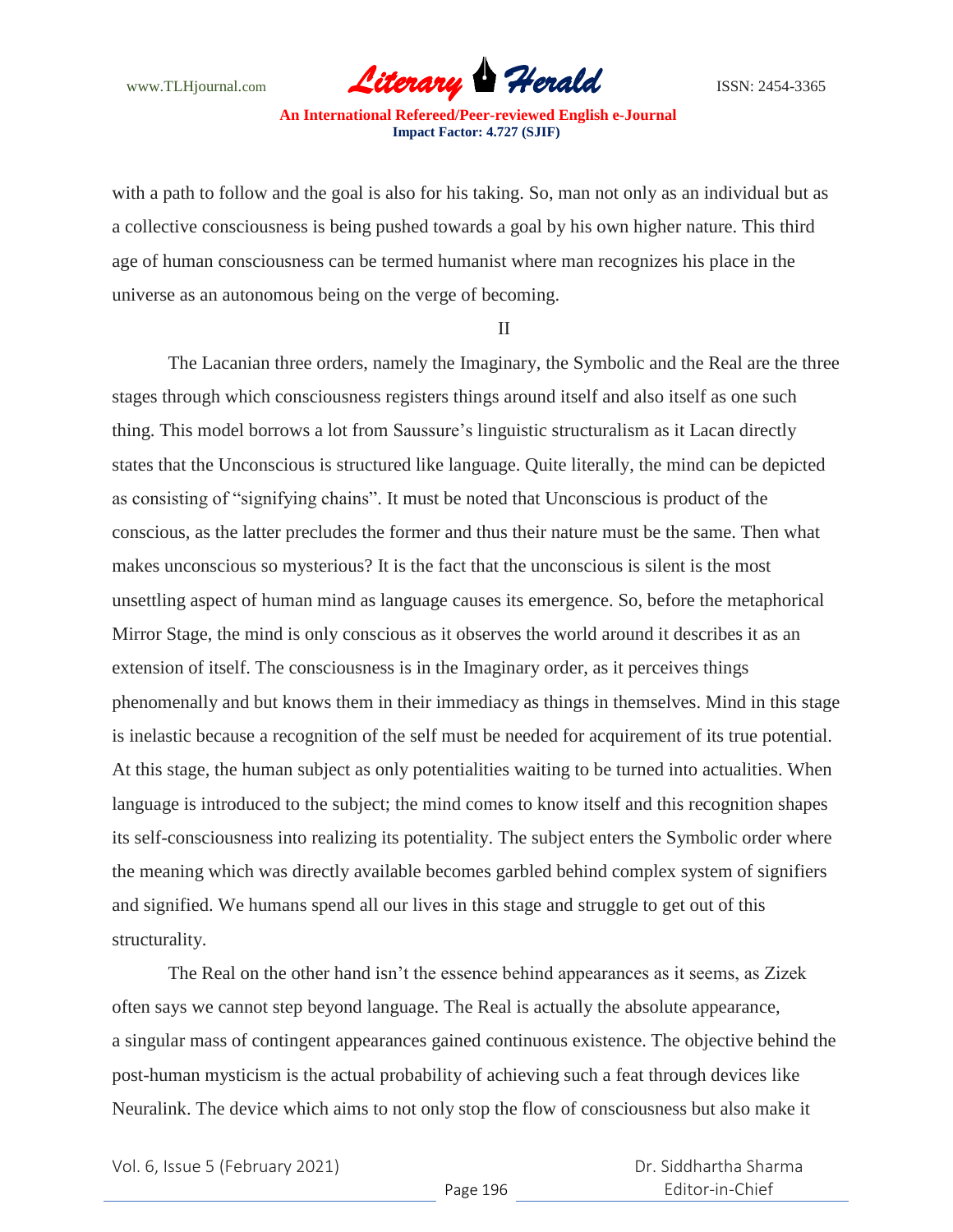with a path to follow and the goal is also for his taking. So, man not only as an individual but as a collective consciousness is being pushed towards a goal by his own higher nature. This third age of human consciousness can be termed humanist where man recognizes his place in the universe as an autonomous being on the verge of becoming.

## II

The Lacanian three orders, namely the Imaginary, the Symbolic and the Real are the three stages through which consciousness registers things around itself and also itself as one such thing. This model borrows a lot from Saussure's linguistic structuralism as it Lacan directly states that the Unconscious is structured like language. Quite literally, the mind can be depicted as consisting of "signifying chains". It must be noted that Unconscious is product of the conscious, as the latter precludes the former and thus their nature must be the same. Then what makes unconscious so mysterious? It is the fact that the unconscious is silent is the most unsettling aspect of human mind as language causes its emergence. So, before the metaphorical Mirror Stage, the mind is only conscious as it observes the world around it describes it as an extension of itself. The consciousness is in the Imaginary order, as it perceives things phenomenally and but knows them in their immediacy as things in themselves. Mind in this stage is inelastic because a recognition of the self must be needed for acquirement of its true potential. At this stage, the human subject as only potentialities waiting to be turned into actualities. When language is introduced to the subject; the mind comes to know itself and this recognition shapes its self-consciousness into realizing its potentiality. The subject enters the Symbolic order where the meaning which was directly available becomes garbled behind complex system of signifiers and signified. We humans spend all our lives in this stage and struggle to get out of this structurality.

The Real on the other hand isn't the essence behind appearances as it seems, as Zizek often says we cannot step beyond language. The Real is actually the absolute appearance, a singular mass of contingent appearances gained continuous existence. The objective behind the post-human mysticism is the actual probability of achieving such a feat through devices like Neuralink. The device which aims to not only stop the flow of consciousness but also make it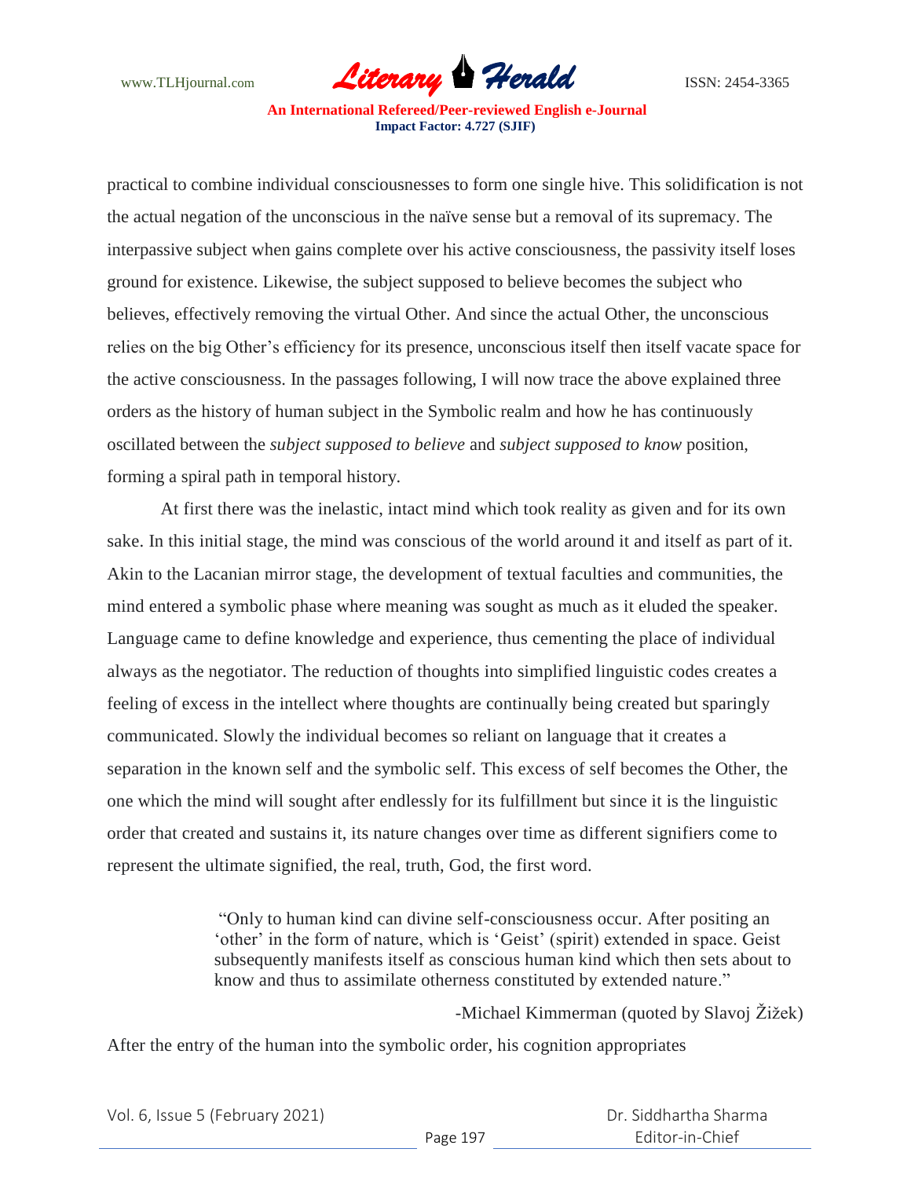practical to combine individual consciousnesses to form one single hive. This solidification is not the actual negation of the unconscious in the naïve sense but a removal of its supremacy. The interpassive subject when gains complete over his active consciousness, the passivity itself loses ground for existence. Likewise, the subject supposed to believe becomes the subject who believes, effectively removing the virtual Other. And since the actual Other, the unconscious relies on the big Other's efficiency for its presence, unconscious itself then itself vacate space for the active consciousness. In the passages following, I will now trace the above explained three orders as the history of human subject in the Symbolic realm and how he has continuously oscillated between the *subject supposed to believe* and *subject supposed to know* position, forming a spiral path in temporal history.

At first there was the inelastic, intact mind which took reality as given and for its own sake. In this initial stage, the mind was conscious of the world around it and itself as part of it. Akin to the Lacanian mirror stage, the development of textual faculties and communities, the mind entered a symbolic phase where meaning was sought as much as it eluded the speaker. Language came to define knowledge and experience, thus cementing the place of individual always as the negotiator. The reduction of thoughts into simplified linguistic codes creates a feeling of excess in the intellect where thoughts are continually being created but sparingly communicated. Slowly the individual becomes so reliant on language that it creates a separation in the known self and the symbolic self. This excess of self becomes the Other, the one which the mind will sought after endlessly for its fulfillment but since it is the linguistic order that created and sustains it, its nature changes over time as different signifiers come to represent the ultimate signified, the real, truth, God, the first word.

> "Only to human kind can divine self-consciousness occur. After positing an 'other' in the form of nature, which is 'Geist' (spirit) extended in space. Geist subsequently manifests itself as conscious human kind which then sets about to know and thus to assimilate otherness constituted by extended nature."
>
> -Michael Kimmerman (quoted by Slavoj Žižek)

After the entry of the human into the symbolic order, his cognition appropriates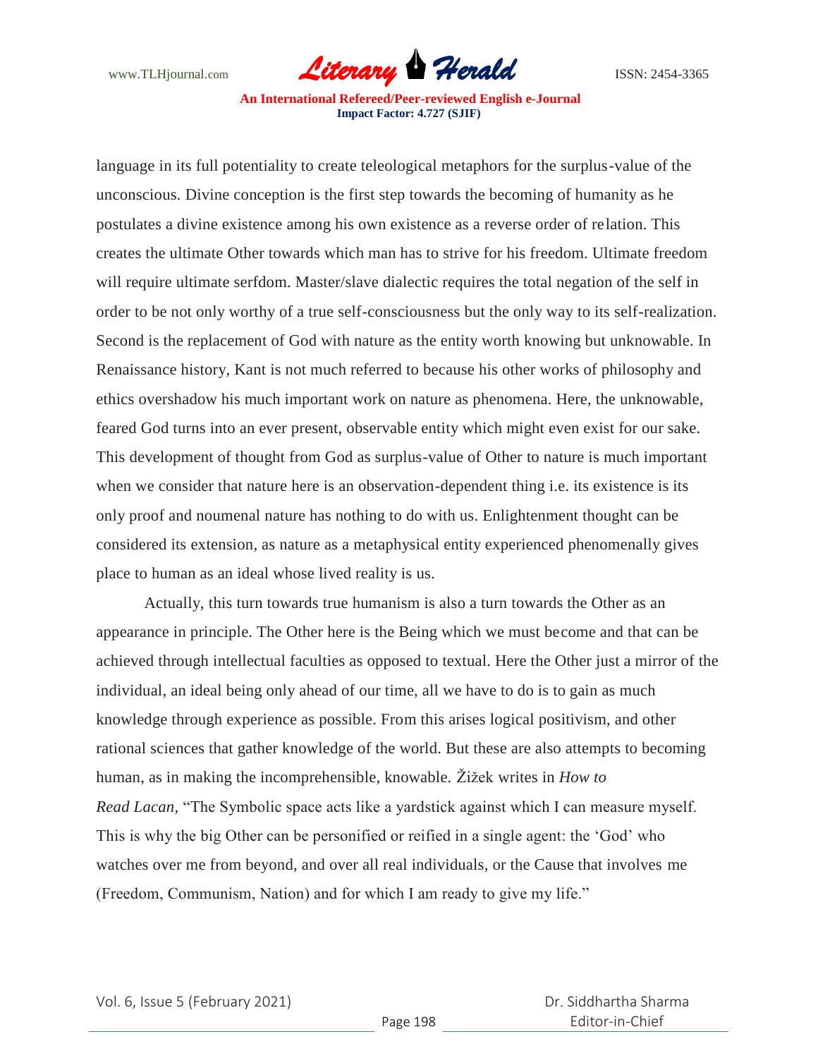language in its full potentiality to create teleological metaphors for the surplus-value of the unconscious. Divine conception is the first step towards the becoming of humanity as he postulates a divine existence among his own existence as a reverse order of relation. This creates the ultimate Other towards which man has to strive for his freedom. Ultimate freedom will require ultimate serfdom. Master/slave dialectic requires the total negation of the self in order to be not only worthy of a true self-consciousness but the only way to its self-realization. Second is the replacement of God with nature as the entity worth knowing but unknowable. In Renaissance history, Kant is not much referred to because his other works of philosophy and ethics overshadow his much important work on nature as phenomena. Here, the unknowable, feared God turns into an ever present, observable entity which might even exist for our sake. This development of thought from God as surplus-value of Other to nature is much important when we consider that nature here is an observation-dependent thing i.e. its existence is its only proof and noumenal nature has nothing to do with us. Enlightenment thought can be considered its extension, as nature as a metaphysical entity experienced phenomenally gives place to human as an ideal whose lived reality is us.

Actually, this turn towards true humanism is also a turn towards the Other as an appearance in principle. The Other here is the Being which we must become and that can be achieved through intellectual faculties as opposed to textual. Here the Other just a mirror of the individual, an ideal being only ahead of our time, all we have to do is to gain as much knowledge through experience as possible. From this arises logical positivism, and other rational sciences that gather knowledge of the world. But these are also attempts to becoming human, as in making the incomprehensible, knowable. Žižek writes in *How to Read Lacan*, "The Symbolic space acts like a yardstick against which I can measure myself. This is why the big Other can be personified or reified in a single agent: the 'God' who watches over me from beyond, and over all real individuals, or the Cause that involves me (Freedom, Communism, Nation) and for which I am ready to give my life."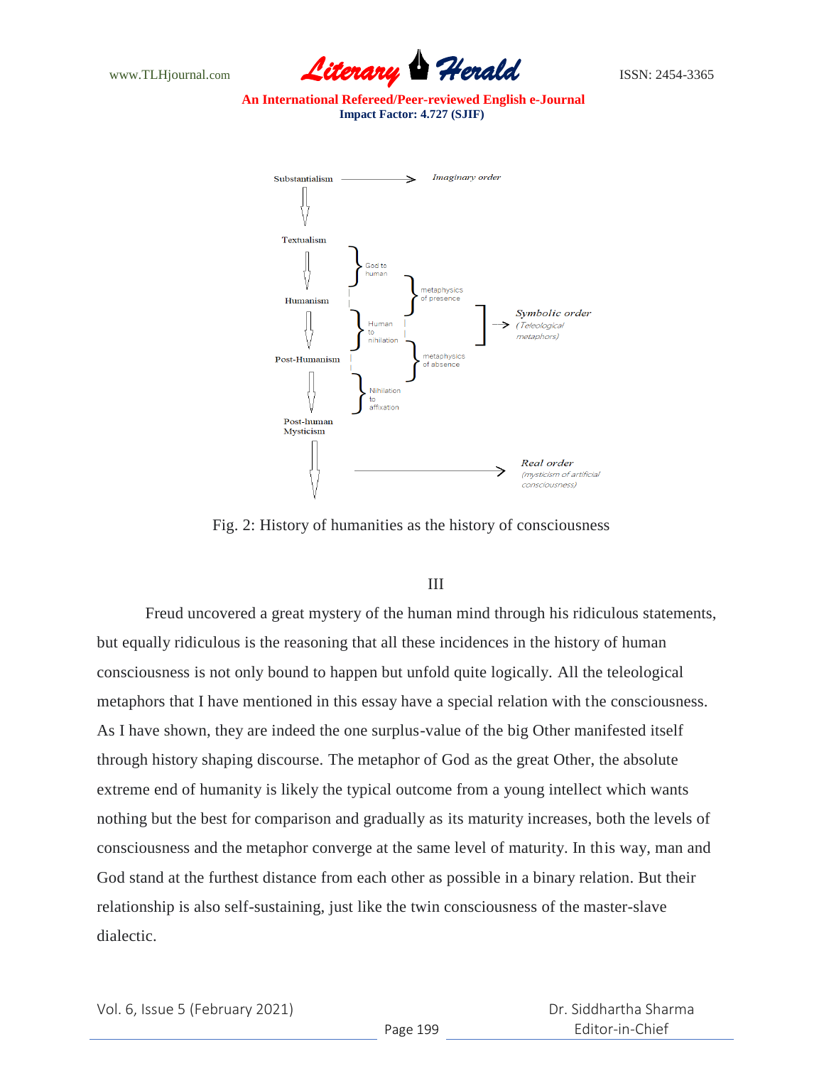Substantialism → *Imaginary order*

Textualism

God to human

Humanism

metaphysics of presence

Human to nihilation

*Symbolic order* (*Teleological metaphors*)

Post-Humanism

metaphysics of absence

Nihilation to affixation

Post-human Mysticism

*Real order* (*mysticism of artificial consciousness*)

Fig. 2: History of humanities as the history of consciousness

III

Freud uncovered a great mystery of the human mind through his ridiculous statements, but equally ridiculous is the reasoning that all these incidences in the history of human consciousness is not only bound to happen but unfold quite logically. All the teleological metaphors that I have mentioned in this essay have a special relation with the consciousness. As I have shown, they are indeed the one surplus-value of the big Other manifested itself through history shaping discourse. The metaphor of God as the great Other, the absolute extreme end of humanity is likely the typical outcome from a young intellect which wants nothing but the best for comparison and gradually as its maturity increases, both the levels of consciousness and the metaphor converge at the same level of maturity. In this way, man and God stand at the furthest distance from each other as possible in a binary relation. But their relationship is also self-sustaining, just like the twin consciousness of the master-slave dialectic.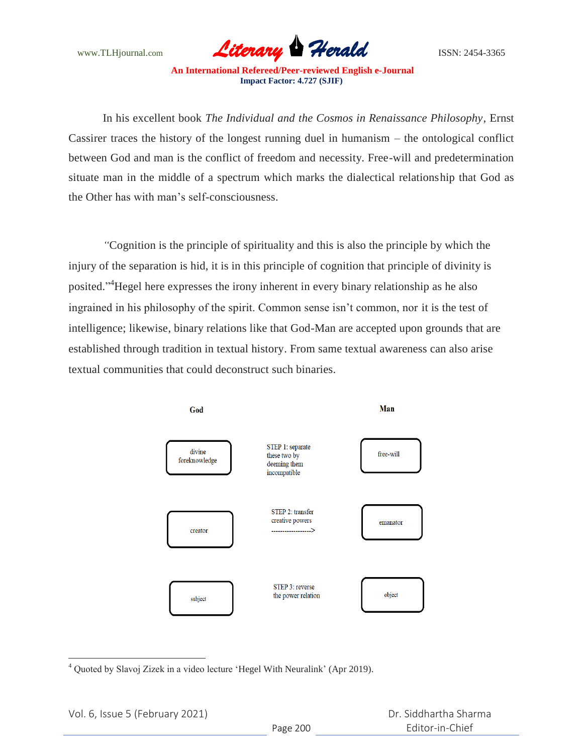In his excellent book *The Individual and the Cosmos in Renaissance Philosophy*, Ernst Cassirer traces the history of the longest running duel in humanism – the ontological conflict between God and man is the conflict of freedom and necessity. Free-will and predetermination situate man in the middle of a spectrum which marks the dialectical relationship that God as the Other has with man's self-consciousness.

*"*Cognition is the principle of spirituality and this is also the principle by which the injury of the separation is hid, it is in this principle of cognition that principle of divinity is posited."[4]Hegel here expresses the irony inherent in every binary relationship as he also ingrained in his philosophy of the spirit. Common sense isn't common, nor it is the test of intelligence; likewise, binary relations like that God-Man are accepted upon grounds that are established through tradition in textual history. From same textual awareness can also arise textual communities that could deconstruct such binaries.

| God | | Man |
|---|---|---|
| divine foreknowledge | STEP 1: separate these two by deeming them incompatible | free-will |
| creator | STEP 2: transfer creative powers ------------------> | emanator |
| subject | STEP 3: reverse the power relation | object |

[4] Quoted by Slavoj Zizek in a video lecture 'Hegel With Neuralink' (Apr 2019).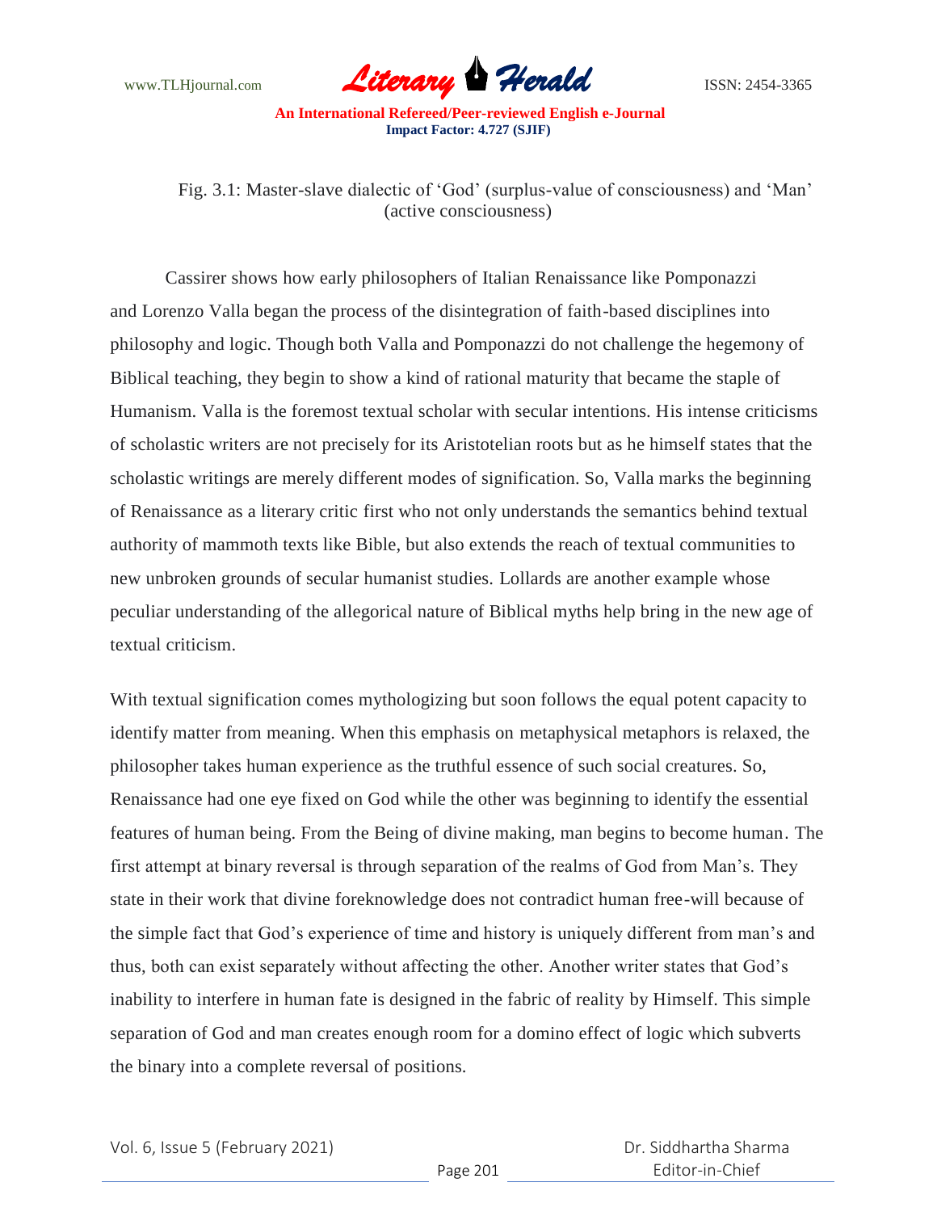Fig. 3.1: Master-slave dialectic of 'God' (surplus-value of consciousness) and 'Man' (active consciousness)

Cassirer shows how early philosophers of Italian Renaissance like Pomponazzi and Lorenzo Valla began the process of the disintegration of faith-based disciplines into philosophy and logic. Though both Valla and Pomponazzi do not challenge the hegemony of Biblical teaching, they begin to show a kind of rational maturity that became the staple of Humanism. Valla is the foremost textual scholar with secular intentions. His intense criticisms of scholastic writers are not precisely for its Aristotelian roots but as he himself states that the scholastic writings are merely different modes of signification. So, Valla marks the beginning of Renaissance as a literary critic first who not only understands the semantics behind textual authority of mammoth texts like Bible, but also extends the reach of textual communities to new unbroken grounds of secular humanist studies. Lollards are another example whose peculiar understanding of the allegorical nature of Biblical myths help bring in the new age of textual criticism.

With textual signification comes mythologizing but soon follows the equal potent capacity to identify matter from meaning. When this emphasis on metaphysical metaphors is relaxed, the philosopher takes human experience as the truthful essence of such social creatures. So, Renaissance had one eye fixed on God while the other was beginning to identify the essential features of human being. From the Being of divine making, man begins to become human. The first attempt at binary reversal is through separation of the realms of God from Man's. They state in their work that divine foreknowledge does not contradict human free-will because of the simple fact that God's experience of time and history is uniquely different from man's and thus, both can exist separately without affecting the other. Another writer states that God's inability to interfere in human fate is designed in the fabric of reality by Himself. This simple separation of God and man creates enough room for a domino effect of logic which subverts the binary into a complete reversal of positions.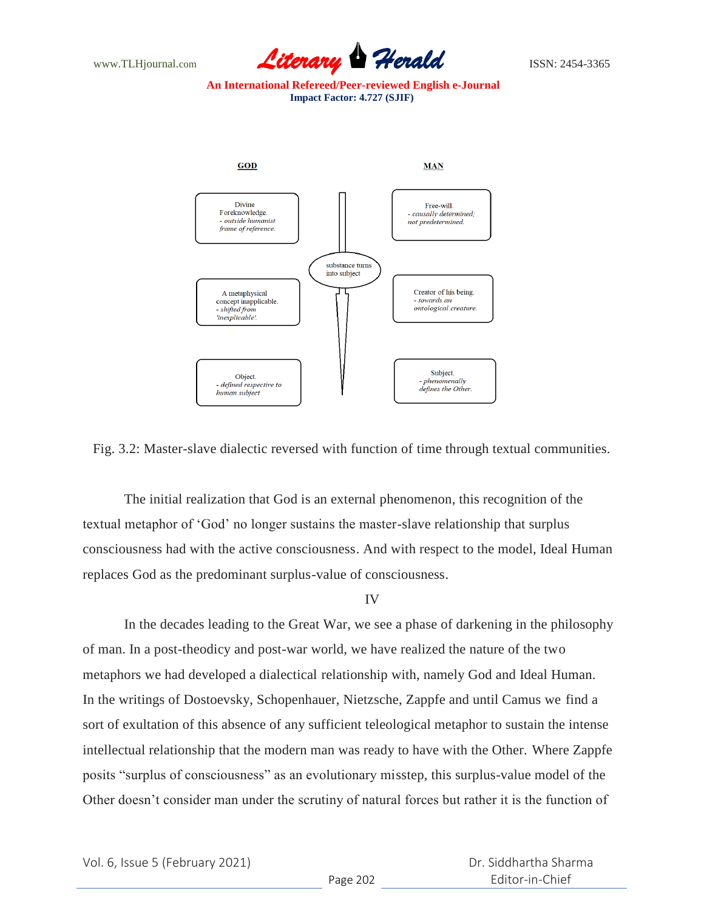| GOD | | MAN |
|---|---|---|
| Divine Foreknowledge. *- outside humanist frame of reference.* | | Free-will. *- causally determined; not predetermined.* |
| A metaphysical concept inapplicable. *- shifted from 'inexplicable'.* | substance turns into subject | Creator of his being. *- towards an ontological creature.* |
| Object. *- defined respective to human subject* | | Subject. *- phenomenally defines the Other.* |

Fig. 3.2: Master-slave dialectic reversed with function of time through textual communities.

The initial realization that God is an external phenomenon, this recognition of the textual metaphor of 'God' no longer sustains the master-slave relationship that surplus consciousness had with the active consciousness. And with respect to the model, Ideal Human replaces God as the predominant surplus-value of consciousness.

IV

In the decades leading to the Great War, we see a phase of darkening in the philosophy of man. In a post-theodicy and post-war world, we have realized the nature of the two metaphors we had developed a dialectical relationship with, namely God and Ideal Human. In the writings of Dostoevsky, Schopenhauer, Nietzsche, Zappfe and until Camus we find a sort of exultation of this absence of any sufficient teleological metaphor to sustain the intense intellectual relationship that the modern man was ready to have with the Other. Where Zappfe posits "surplus of consciousness" as an evolutionary misstep, this surplus-value model of the Other doesn't consider man under the scrutiny of natural forces but rather it is the function of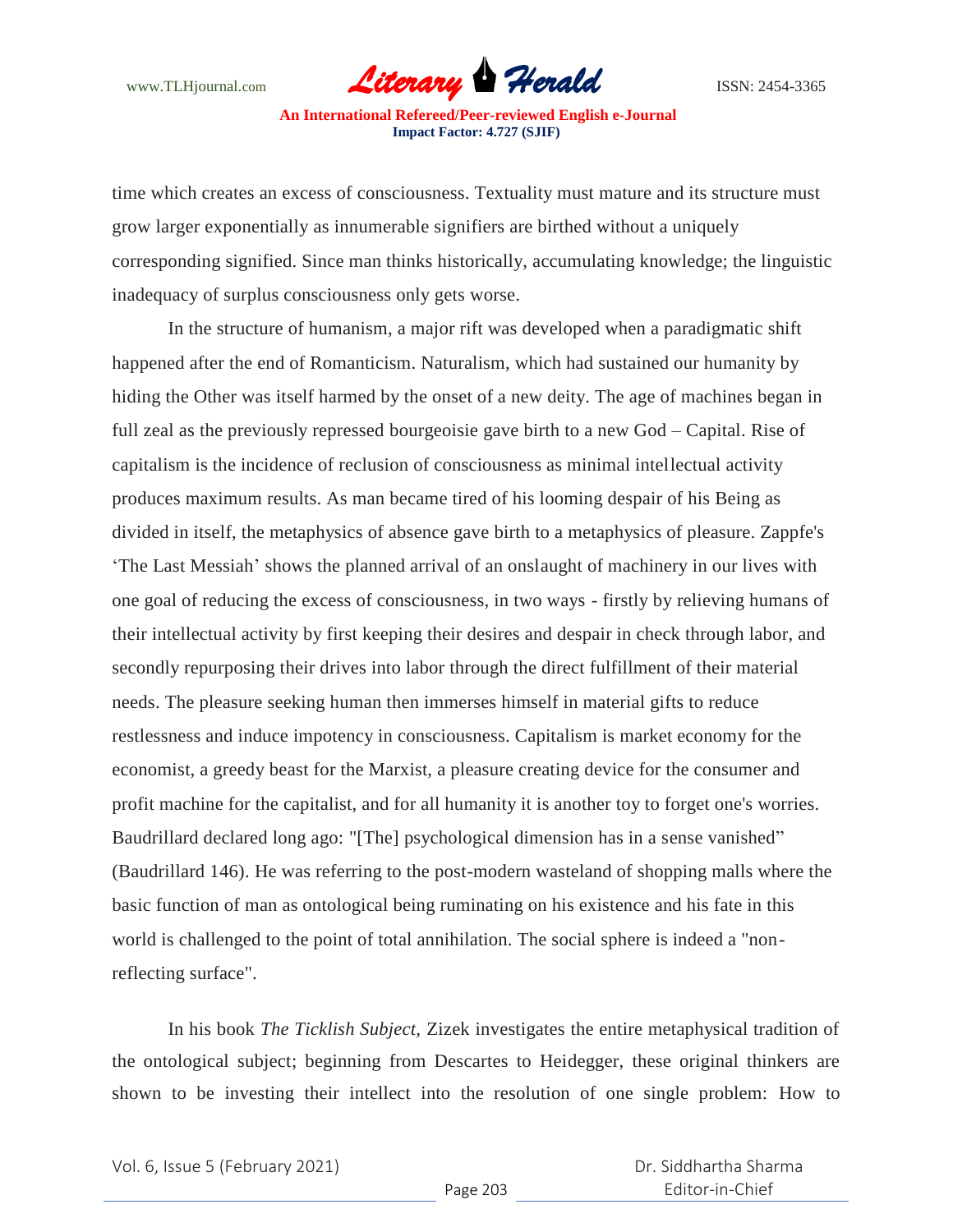time which creates an excess of consciousness. Textuality must mature and its structure must grow larger exponentially as innumerable signifiers are birthed without a uniquely corresponding signified. Since man thinks historically, accumulating knowledge; the linguistic inadequacy of surplus consciousness only gets worse.

In the structure of humanism, a major rift was developed when a paradigmatic shift happened after the end of Romanticism. Naturalism, which had sustained our humanity by hiding the Other was itself harmed by the onset of a new deity. The age of machines began in full zeal as the previously repressed bourgeoisie gave birth to a new God – Capital. Rise of capitalism is the incidence of reclusion of consciousness as minimal intellectual activity produces maximum results. As man became tired of his looming despair of his Being as divided in itself, the metaphysics of absence gave birth to a metaphysics of pleasure. Zappfe's 'The Last Messiah' shows the planned arrival of an onslaught of machinery in our lives with one goal of reducing the excess of consciousness, in two ways - firstly by relieving humans of their intellectual activity by first keeping their desires and despair in check through labor, and secondly repurposing their drives into labor through the direct fulfillment of their material needs. The pleasure seeking human then immerses himself in material gifts to reduce restlessness and induce impotency in consciousness. Capitalism is market economy for the economist, a greedy beast for the Marxist, a pleasure creating device for the consumer and profit machine for the capitalist, and for all humanity it is another toy to forget one's worries. Baudrillard declared long ago: "[The] psychological dimension has in a sense vanished" (Baudrillard 146). He was referring to the post-modern wasteland of shopping malls where the basic function of man as ontological being ruminating on his existence and his fate in this world is challenged to the point of total annihilation. The social sphere is indeed a "non-reflecting surface".

In his book *The Ticklish Subject*, Zizek investigates the entire metaphysical tradition of the ontological subject; beginning from Descartes to Heidegger, these original thinkers are shown to be investing their intellect into the resolution of one single problem: How to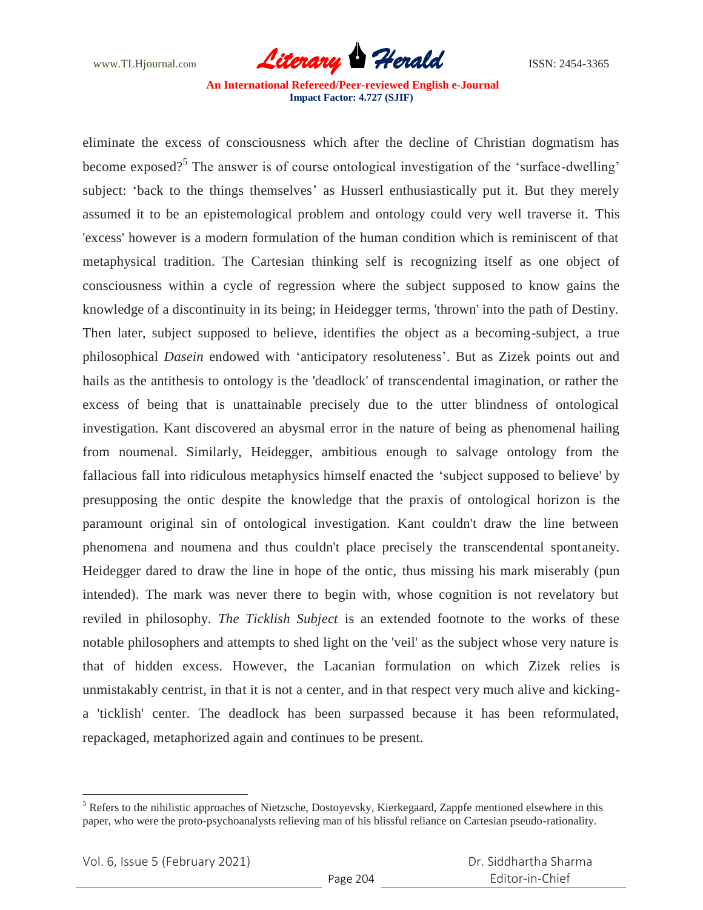eliminate the excess of consciousness which after the decline of Christian dogmatism has become exposed?[5] The answer is of course ontological investigation of the 'surface-dwelling' subject: 'back to the things themselves' as Husserl enthusiastically put it. But they merely assumed it to be an epistemological problem and ontology could very well traverse it. This 'excess' however is a modern formulation of the human condition which is reminiscent of that metaphysical tradition. The Cartesian thinking self is recognizing itself as one object of consciousness within a cycle of regression where the subject supposed to know gains the knowledge of a discontinuity in its being; in Heidegger terms, 'thrown' into the path of Destiny. Then later, subject supposed to believe, identifies the object as a becoming-subject, a true philosophical *Dasein* endowed with 'anticipatory resoluteness'. But as Zizek points out and hails as the antithesis to ontology is the 'deadlock' of transcendental imagination, or rather the excess of being that is unattainable precisely due to the utter blindness of ontological investigation. Kant discovered an abysmal error in the nature of being as phenomenal hailing from noumenal. Similarly, Heidegger, ambitious enough to salvage ontology from the fallacious fall into ridiculous metaphysics himself enacted the 'subject supposed to believe' by presupposing the ontic despite the knowledge that the praxis of ontological horizon is the paramount original sin of ontological investigation. Kant couldn't draw the line between phenomena and noumena and thus couldn't place precisely the transcendental spontaneity. Heidegger dared to draw the line in hope of the ontic, thus missing his mark miserably (pun intended). The mark was never there to begin with, whose cognition is not revelatory but reviled in philosophy. *The Ticklish Subject* is an extended footnote to the works of these notable philosophers and attempts to shed light on the 'veil' as the subject whose very nature is that of hidden excess. However, the Lacanian formulation on which Zizek relies is unmistakably centrist, in that it is not a center, and in that respect very much alive and kicking- a 'ticklish' center. The deadlock has been surpassed because it has been reformulated, repackaged, metaphorized again and continues to be present.

---

[5] Refers to the nihilistic approaches of Nietzsche, Dostoyevsky, Kierkegaard, Zappfe mentioned elsewhere in this paper, who were the proto-psychoanalysts relieving man of his blissful reliance on Cartesian pseudo-rationality.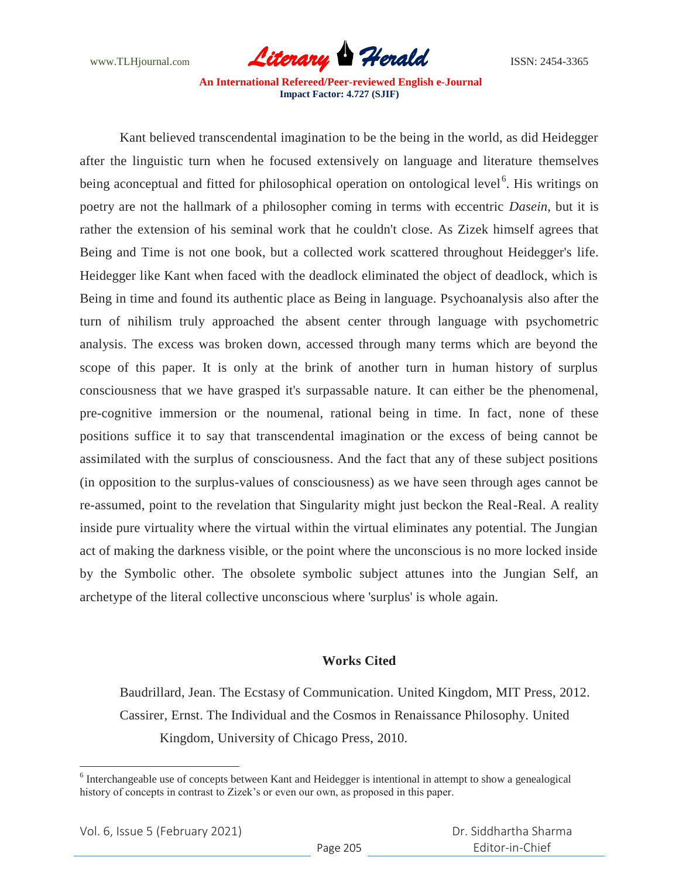Kant believed transcendental imagination to be the being in the world, as did Heidegger after the linguistic turn when he focused extensively on language and literature themselves being aconceptual and fitted for philosophical operation on ontological level[6]. His writings on poetry are not the hallmark of a philosopher coming in terms with eccentric *Dasein*, but it is rather the extension of his seminal work that he couldn't close. As Zizek himself agrees that Being and Time is not one book, but a collected work scattered throughout Heidegger's life. Heidegger like Kant when faced with the deadlock eliminated the object of deadlock, which is Being in time and found its authentic place as Being in language. Psychoanalysis also after the turn of nihilism truly approached the absent center through language with psychometric analysis. The excess was broken down, accessed through many terms which are beyond the scope of this paper. It is only at the brink of another turn in human history of surplus consciousness that we have grasped it's surpassable nature. It can either be the phenomenal, pre-cognitive immersion or the noumenal, rational being in time. In fact, none of these positions suffice it to say that transcendental imagination or the excess of being cannot be assimilated with the surplus of consciousness. And the fact that any of these subject positions (in opposition to the surplus-values of consciousness) as we have seen through ages cannot be re-assumed, point to the revelation that Singularity might just beckon the Real-Real. A reality inside pure virtuality where the virtual within the virtual eliminates any potential. The Jungian act of making the darkness visible, or the point where the unconscious is no more locked inside by the Symbolic other. The obsolete symbolic subject attunes into the Jungian Self, an archetype of the literal collective unconscious where 'surplus' is whole again.

## Works Cited

Baudrillard, Jean. The Ecstasy of Communication. United Kingdom, MIT Press, 2012.

Cassirer, Ernst. The Individual and the Cosmos in Renaissance Philosophy. United Kingdom, University of Chicago Press, 2010.

---

[6] Interchangeable use of concepts between Kant and Heidegger is intentional in attempt to show a genealogical history of concepts in contrast to Zizek's or even our own, as proposed in this paper.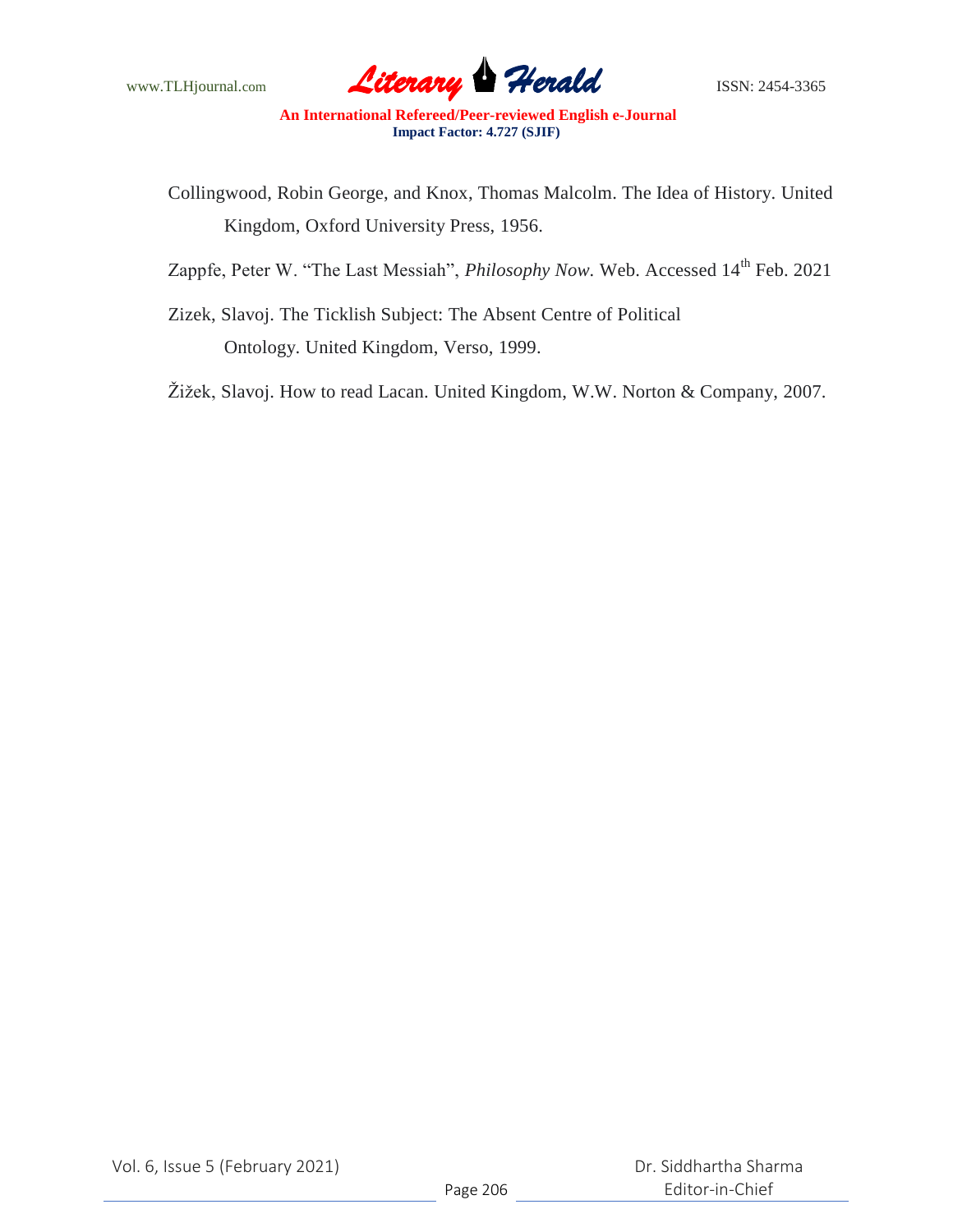Collingwood, Robin George, and Knox, Thomas Malcolm. The Idea of History. United Kingdom, Oxford University Press, 1956.

Zappfe, Peter W. "The Last Messiah", *Philosophy Now.* Web. Accessed 14th Feb. 2021

Zizek, Slavoj. The Ticklish Subject: The Absent Centre of Political Ontology. United Kingdom, Verso, 1999.

Žižek, Slavoj. How to read Lacan. United Kingdom, W.W. Norton & Company, 2007.